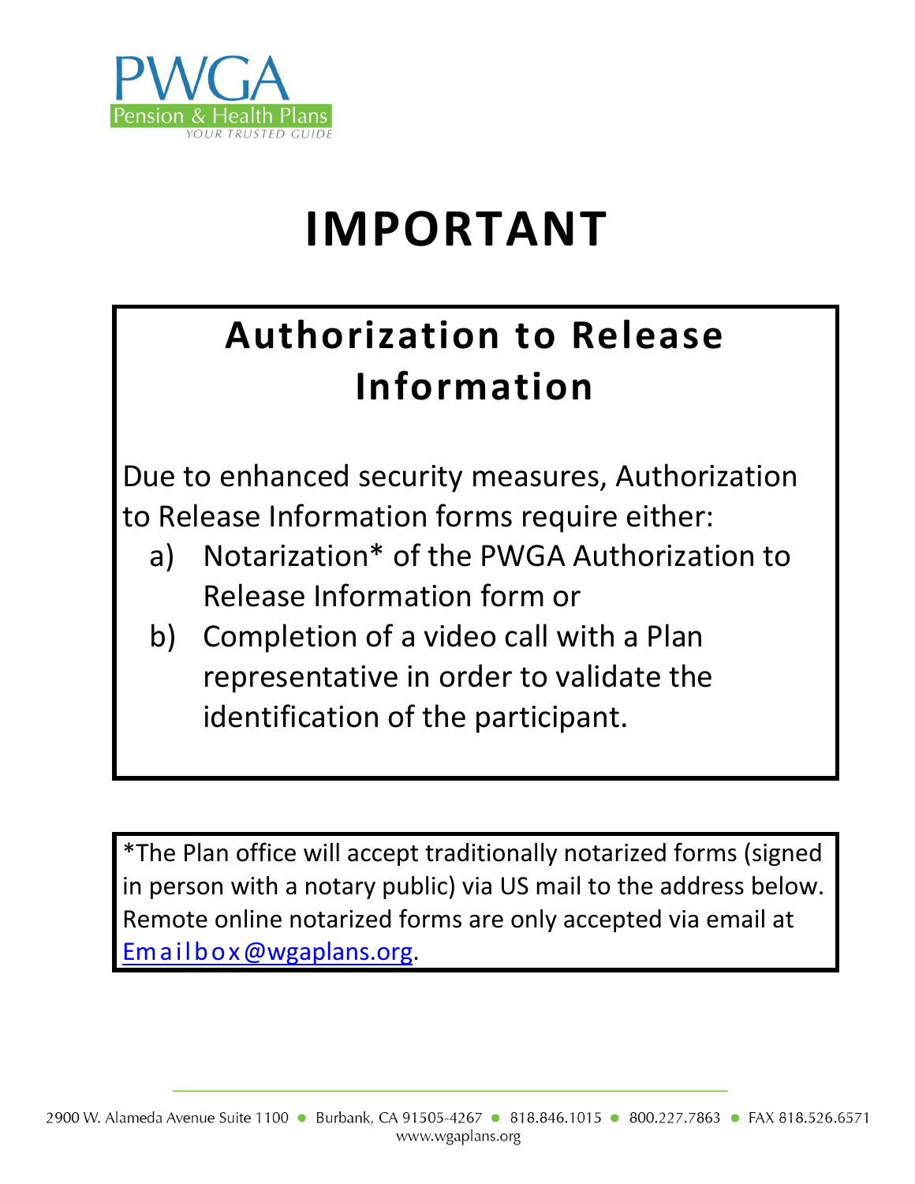PWGA

Pension & Health Plans

YOUR TRUSTED GUIDE

# IMPORTANT

## Authorization to Release Information

Due to enhanced security measures, Authorization to Release Information forms require either:

a) Notarization* of the PWGA Authorization to Release Information form or

b) Completion of a video call with a Plan representative in order to validate the identification of the participant.

*The Plan office will accept traditionally notarized forms (signed in person with a notary public) via US mail to the address below. Remote online notarized forms are only accepted via email at Emailbox@wgaplans.org.

2900 W. Alameda Avenue Suite 1100 • Burbank, CA 91505-4267 • 818.846.1015 • 800.227.7863 • FAX 818.526.6571

www.wgaplans.org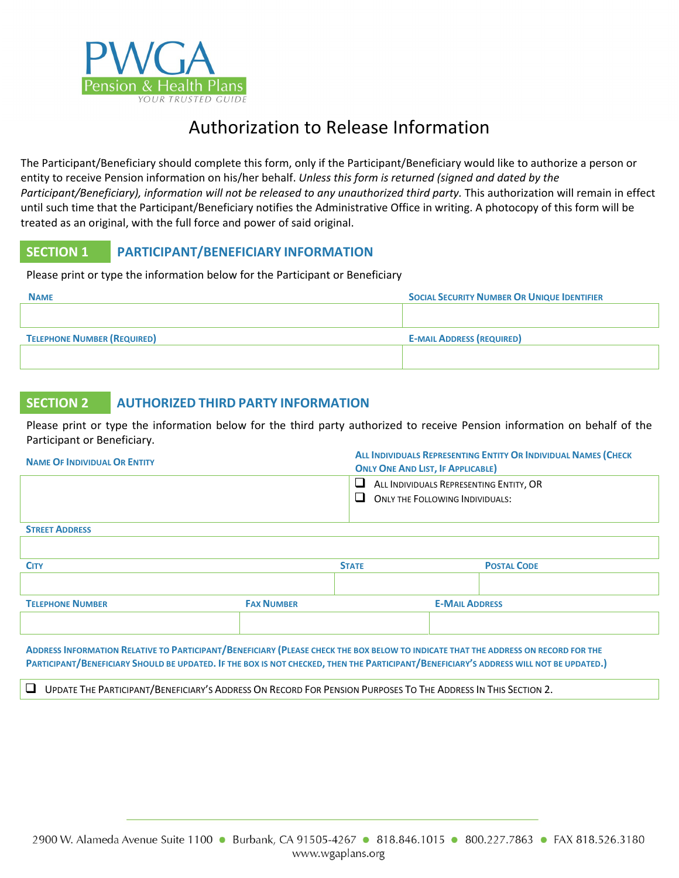PWGA
Pension & Health Plans
YOUR TRUSTED GUIDE

# Authorization to Release Information

The Participant/Beneficiary should complete this form, only if the Participant/Beneficiary would like to authorize a person or entity to receive Pension information on his/her behalf. *Unless this form is returned (signed and dated by the Participant/Beneficiary), information will not be released to any unauthorized third party.* This authorization will remain in effect until such time that the Participant/Beneficiary notifies the Administrative Office in writing. A photocopy of this form will be treated as an original, with the full force and power of said original.

## SECTION 1 PARTICIPANT/BENEFICIARY INFORMATION

Please print or type the information below for the Participant or Beneficiary

| NAME | SOCIAL SECURITY NUMBER OR UNIQUE IDENTIFIER |
|---|---|
| | |
| **TELEPHONE NUMBER (REQUIRED)** | **E-MAIL ADDRESS (REQUIRED)** |
| | |

## SECTION 2 AUTHORIZED THIRD PARTY INFORMATION

Please print or type the information below for the third party authorized to receive Pension information on behalf of the Participant or Beneficiary.

| NAME OF INDIVIDUAL OR ENTITY | ALL INDIVIDUALS REPRESENTING ENTITY OR INDIVIDUAL NAMES (CHECK ONLY ONE AND LIST, IF APPLICABLE) |
|---|---|
| | ❑ ALL INDIVIDUALS REPRESENTING ENTITY, OR<br>❑ ONLY THE FOLLOWING INDIVIDUALS: |

| STREET ADDRESS |
|---|
| |

| CITY | STATE | POSTAL CODE |
|---|---|---|
| | | |

| TELEPHONE NUMBER | FAX NUMBER | E-MAIL ADDRESS |
|---|---|---|
| | | |

**ADDRESS INFORMATION RELATIVE TO PARTICIPANT/BENEFICIARY (PLEASE CHECK THE BOX BELOW TO INDICATE THAT THE ADDRESS ON RECORD FOR THE PARTICIPANT/BENEFICIARY SHOULD BE UPDATED. IF THE BOX IS NOT CHECKED, THEN THE PARTICIPANT/BENEFICIARY'S ADDRESS WILL NOT BE UPDATED.)**

❑ UPDATE THE PARTICIPANT/BENEFICIARY'S ADDRESS ON RECORD FOR PENSION PURPOSES TO THE ADDRESS IN THIS SECTION 2.

2900 W. Alameda Avenue Suite 1100 • Burbank, CA 91505-4267 • 818.846.1015 • 800.227.7863 • FAX 818.526.3180
www.wgaplans.org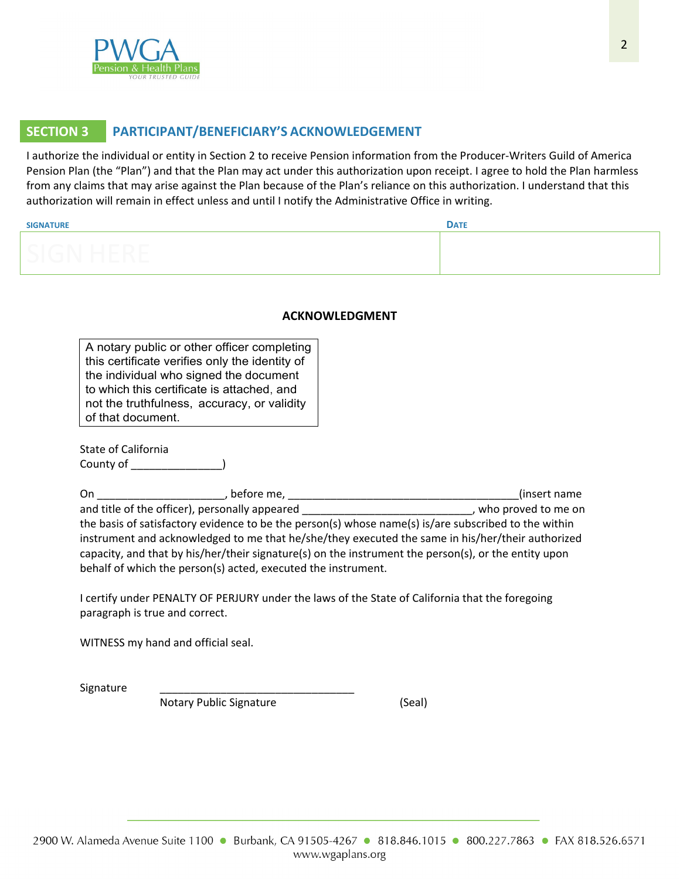## SECTION 3 PARTICIPANT/BENEFICIARY'S ACKNOWLEDGEMENT

I authorize the individual or entity in Section 2 to receive Pension information from the Producer-Writers Guild of America Pension Plan (the "Plan") and that the Plan may act under this authorization upon receipt. I agree to hold the Plan harmless from any claims that may arise against the Plan because of the Plan's reliance on this authorization. I understand that this authorization will remain in effect unless and until I notify the Administrative Office in writing.

| SIGNATURE | DATE |
| --- | --- |
| SIGN HERE | |

**ACKNOWLEDGMENT**

A notary public or other officer completing this certificate verifies only the identity of the individual who signed the document to which this certificate is attached, and not the truthfulness, accuracy, or validity of that document.

State of California
County of _______________)

On _____________________, before me, ________________________________________(insert name and title of the officer), personally appeared _____________________________, who proved to me on the basis of satisfactory evidence to be the person(s) whose name(s) is/are subscribed to the within instrument and acknowledged to me that he/she/they executed the same in his/her/their authorized capacity, and that by his/her/their signature(s) on the instrument the person(s), or the entity upon behalf of which the person(s) acted, executed the instrument.

I certify under PENALTY OF PERJURY under the laws of the State of California that the foregoing paragraph is true and correct.

WITNESS my hand and official seal.

Signature _________________________________
Notary Public Signature (Seal)

2900 W. Alameda Avenue Suite 1100 • Burbank, CA 91505-4267 • 818.846.1015 • 800.227.7863 • FAX 818.526.6571
www.wgaplans.org